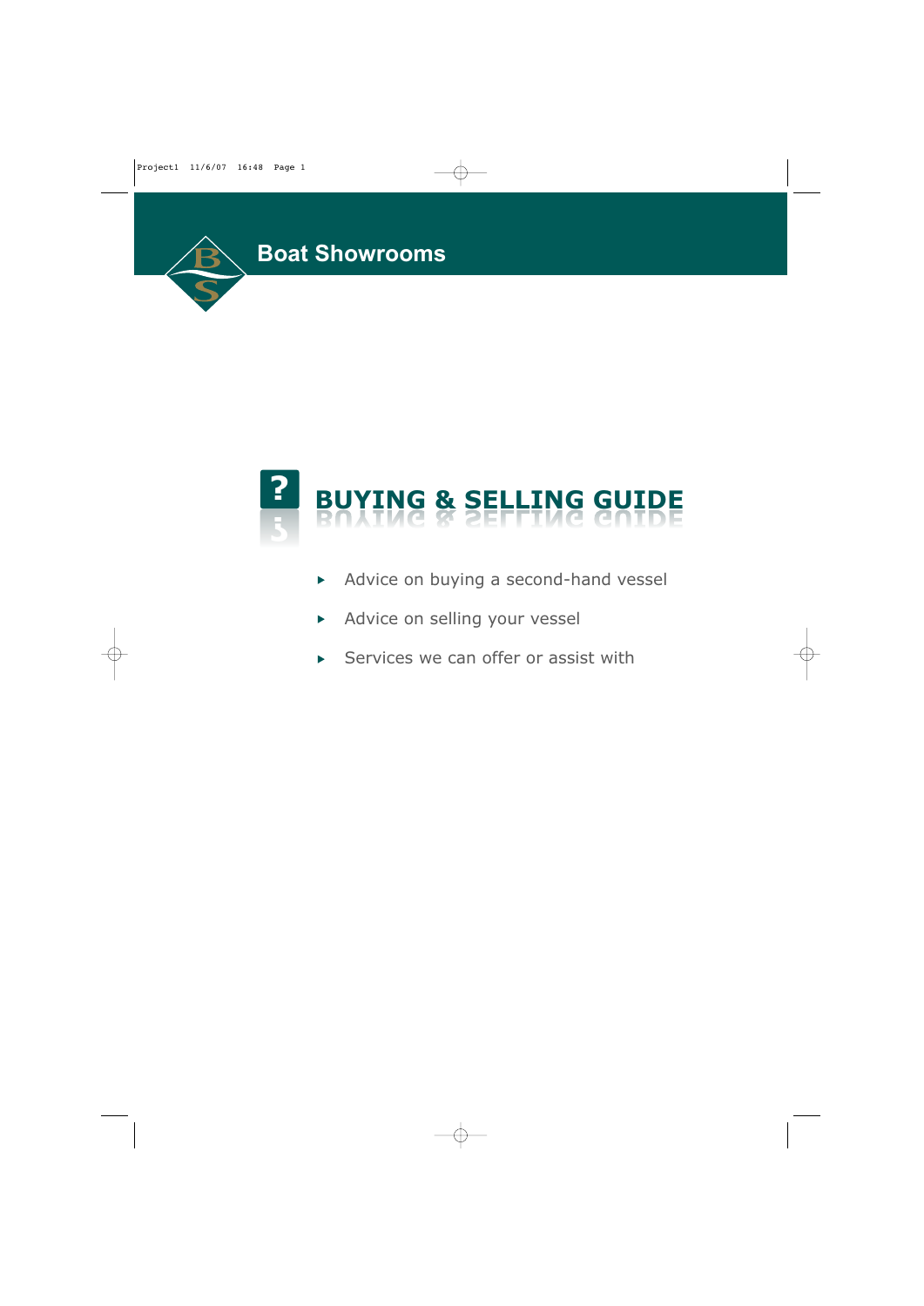Boat Showrooms

# BUYING & SELLING GUIDE

- Advice on buying a second-hand vessel
- Advice on selling your vessel
- Services we can offer or assist with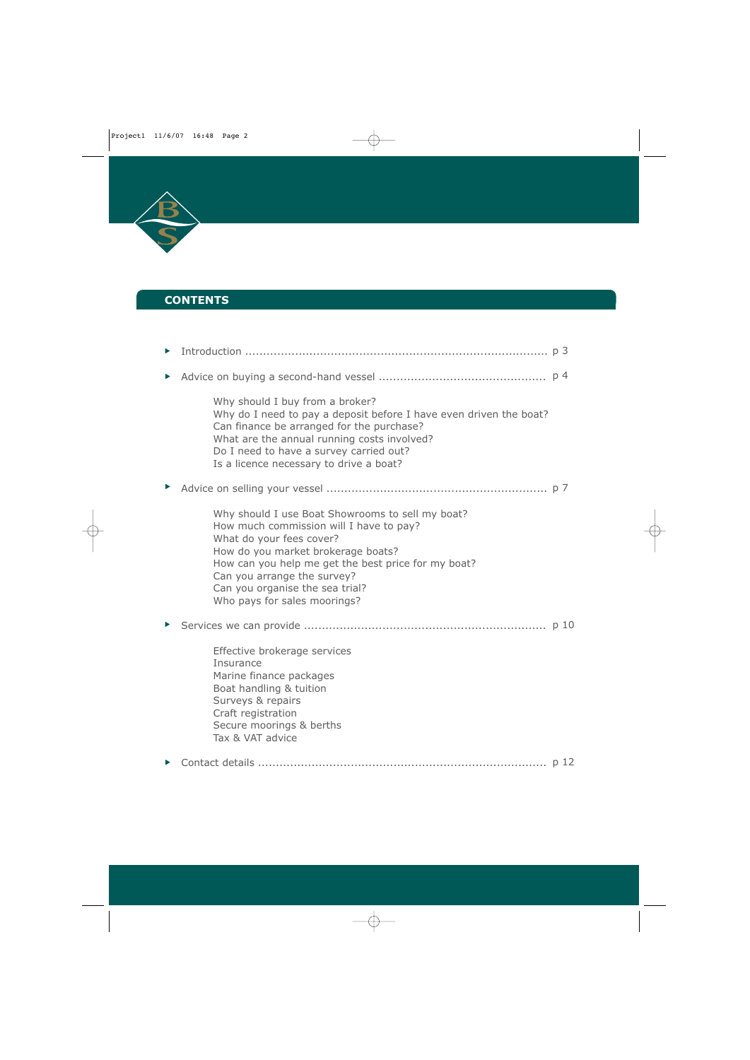## CONTENTS

- Introduction ..................................................................................... p 3
- Advice on buying a second-hand vessel ............................................... p 4

    Why should I buy from a broker?
    Why do I need to pay a deposit before I have even driven the boat?
    Can finance be arranged for the purchase?
    What are the annual running costs involved?
    Do I need to have a survey carried out?
    Is a licence necessary to drive a boat?

- Advice on selling your vessel .............................................................. p 7

    Why should I use Boat Showrooms to sell my boat?
    How much commission will I have to pay?
    What do your fees cover?
    How do you market brokerage boats?
    How can you help me get the best price for my boat?
    Can you arrange the survey?
    Can you organise the sea trial?
    Who pays for sales moorings?

- Services we can provide .................................................................... p 10

    Effective brokerage services
    Insurance
    Marine finance packages
    Boat handling & tuition
    Surveys & repairs
    Craft registration
    Secure moorings & berths
    Tax & VAT advice

- Contact details ................................................................................. p 12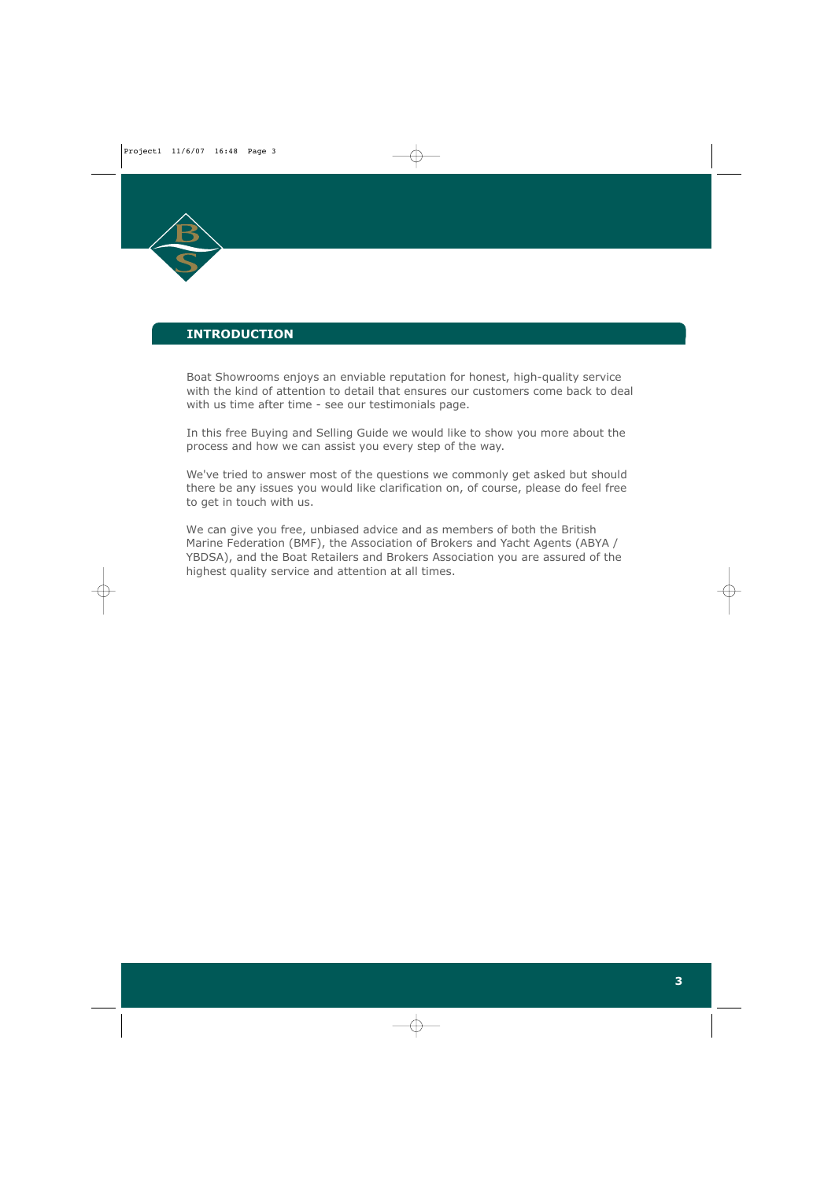## INTRODUCTION

Boat Showrooms enjoys an enviable reputation for honest, high-quality service with the kind of attention to detail that ensures our customers come back to deal with us time after time - see our testimonials page.

In this free Buying and Selling Guide we would like to show you more about the process and how we can assist you every step of the way.

We've tried to answer most of the questions we commonly get asked but should there be any issues you would like clarification on, of course, please do feel free to get in touch with us.

We can give you free, unbiased advice and as members of both the British Marine Federation (BMF), the Association of Brokers and Yacht Agents (ABYA / YBDSA), and the Boat Retailers and Brokers Association you are assured of the highest quality service and attention at all times.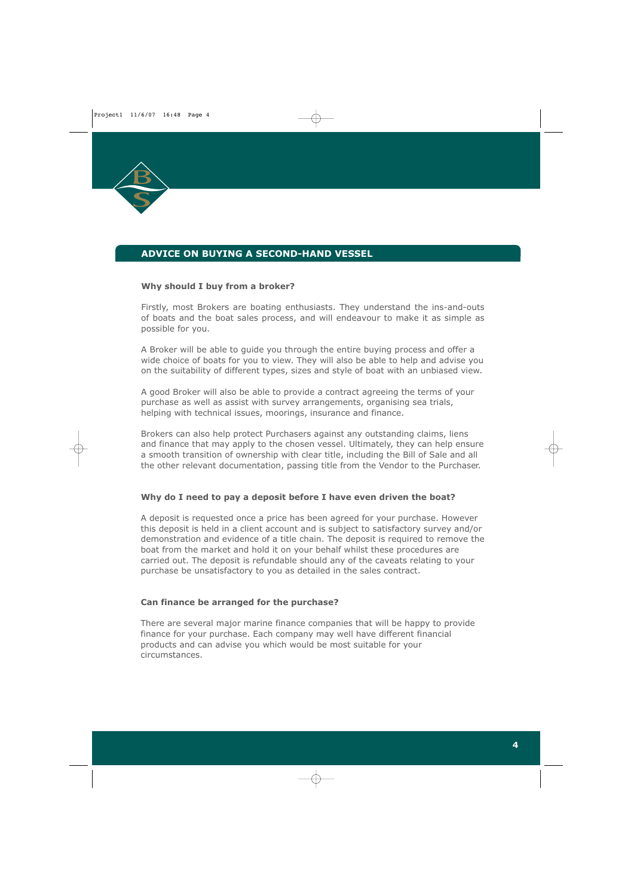## ADVICE ON BUYING A SECOND-HAND VESSEL

### Why should I buy from a broker?

Firstly, most Brokers are boating enthusiasts. They understand the ins-and-outs of boats and the boat sales process, and will endeavour to make it as simple as possible for you.

A Broker will be able to guide you through the entire buying process and offer a wide choice of boats for you to view. They will also be able to help and advise you on the suitability of different types, sizes and style of boat with an unbiased view.

A good Broker will also be able to provide a contract agreeing the terms of your purchase as well as assist with survey arrangements, organising sea trials, helping with technical issues, moorings, insurance and finance.

Brokers can also help protect Purchasers against any outstanding claims, liens and finance that may apply to the chosen vessel. Ultimately, they can help ensure a smooth transition of ownership with clear title, including the Bill of Sale and all the other relevant documentation, passing title from the Vendor to the Purchaser.

### Why do I need to pay a deposit before I have even driven the boat?

A deposit is requested once a price has been agreed for your purchase. However this deposit is held in a client account and is subject to satisfactory survey and/or demonstration and evidence of a title chain. The deposit is required to remove the boat from the market and hold it on your behalf whilst these procedures are carried out. The deposit is refundable should any of the caveats relating to your purchase be unsatisfactory to you as detailed in the sales contract.

### Can finance be arranged for the purchase?

There are several major marine finance companies that will be happy to provide finance for your purchase. Each company may well have different financial products and can advise you which would be most suitable for your circumstances.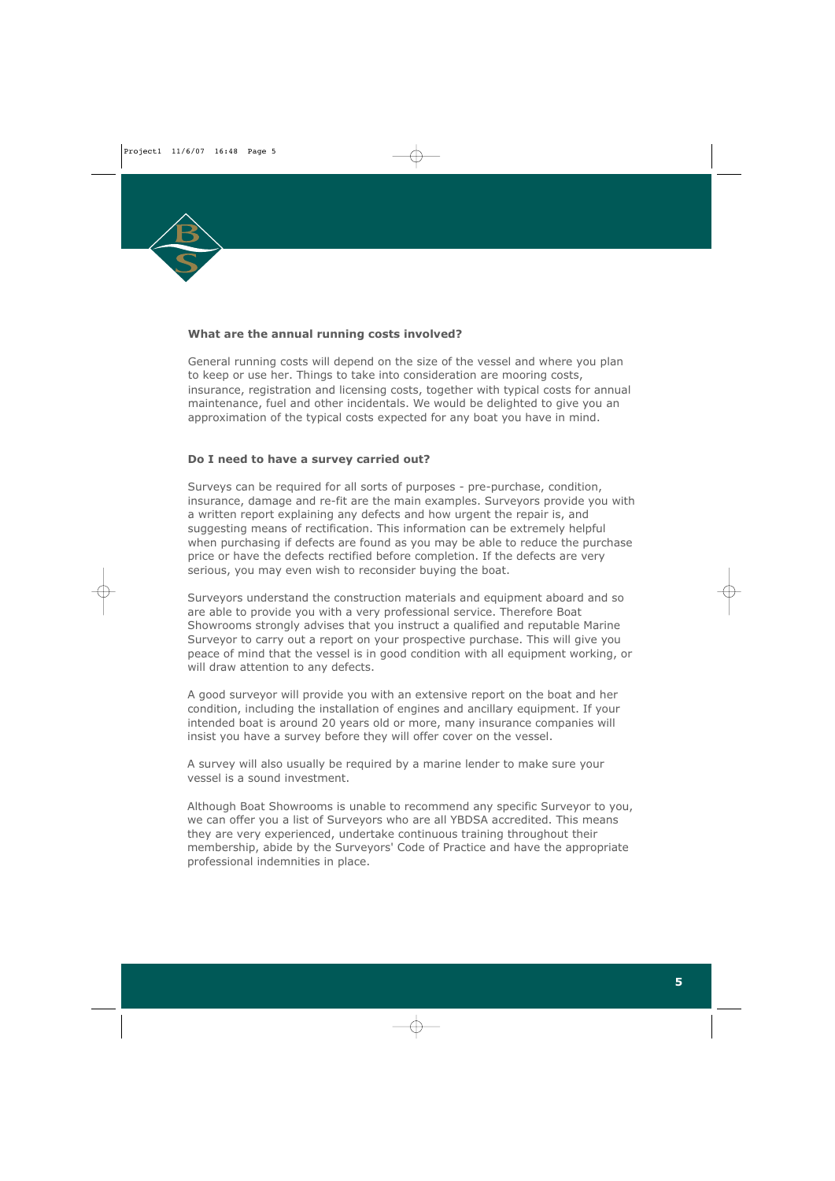**What are the annual running costs involved?**

General running costs will depend on the size of the vessel and where you plan to keep or use her. Things to take into consideration are mooring costs, insurance, registration and licensing costs, together with typical costs for annual maintenance, fuel and other incidentals. We would be delighted to give you an approximation of the typical costs expected for any boat you have in mind.

**Do I need to have a survey carried out?**

Surveys can be required for all sorts of purposes - pre-purchase, condition, insurance, damage and re-fit are the main examples. Surveyors provide you with a written report explaining any defects and how urgent the repair is, and suggesting means of rectification. This information can be extremely helpful when purchasing if defects are found as you may be able to reduce the purchase price or have the defects rectified before completion. If the defects are very serious, you may even wish to reconsider buying the boat.

Surveyors understand the construction materials and equipment aboard and so are able to provide you with a very professional service. Therefore Boat Showrooms strongly advises that you instruct a qualified and reputable Marine Surveyor to carry out a report on your prospective purchase. This will give you peace of mind that the vessel is in good condition with all equipment working, or will draw attention to any defects.

A good surveyor will provide you with an extensive report on the boat and her condition, including the installation of engines and ancillary equipment. If your intended boat is around 20 years old or more, many insurance companies will insist you have a survey before they will offer cover on the vessel.

A survey will also usually be required by a marine lender to make sure your vessel is a sound investment.

Although Boat Showrooms is unable to recommend any specific Surveyor to you, we can offer you a list of Surveyors who are all YBDSA accredited. This means they are very experienced, undertake continuous training throughout their membership, abide by the Surveyors' Code of Practice and have the appropriate professional indemnities in place.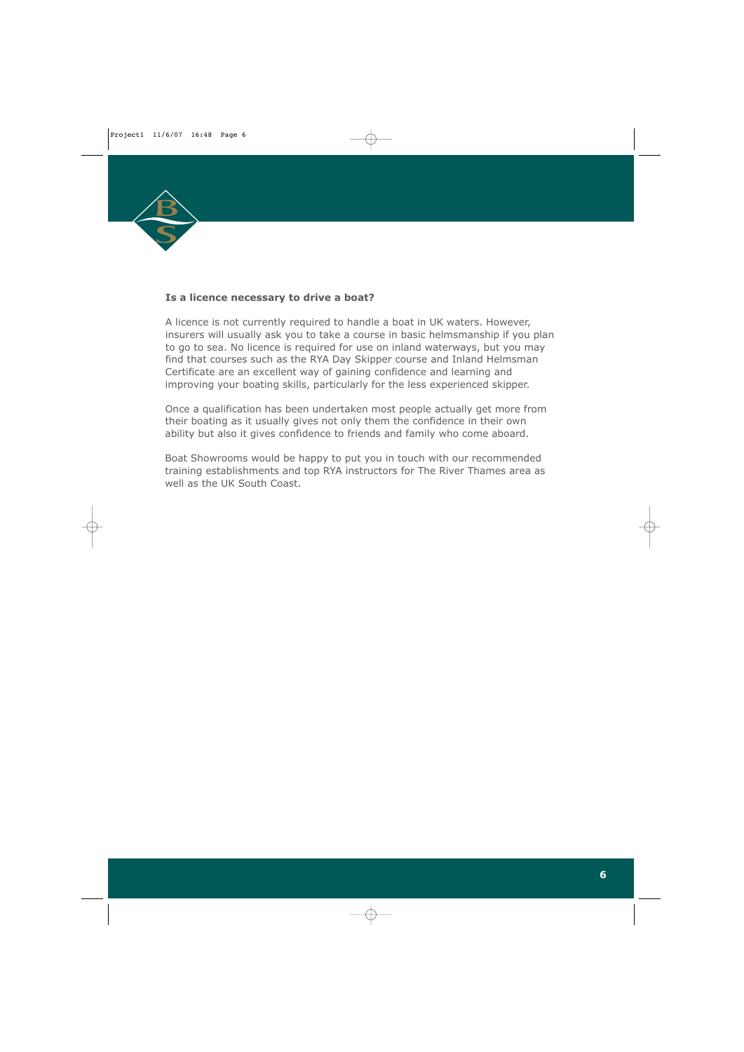**Is a licence necessary to drive a boat?**

A licence is not currently required to handle a boat in UK waters. However, insurers will usually ask you to take a course in basic helmsmanship if you plan to go to sea. No licence is required for use on inland waterways, but you may find that courses such as the RYA Day Skipper course and Inland Helmsman Certificate are an excellent way of gaining confidence and learning and improving your boating skills, particularly for the less experienced skipper.

Once a qualification has been undertaken most people actually get more from their boating as it usually gives not only them the confidence in their own ability but also it gives confidence to friends and family who come aboard.

Boat Showrooms would be happy to put you in touch with our recommended training establishments and top RYA instructors for The River Thames area as well as the UK South Coast.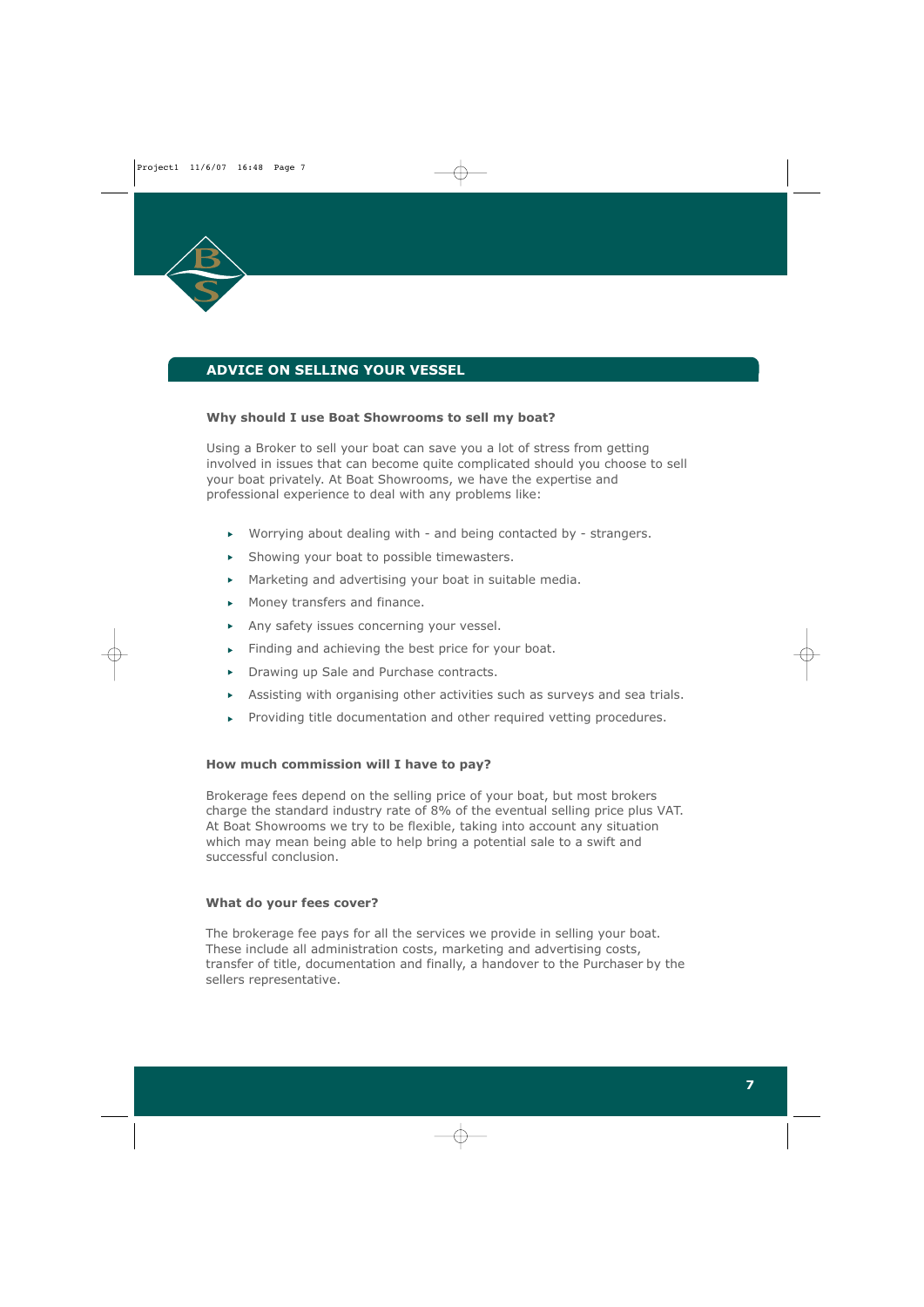## ADVICE ON SELLING YOUR VESSEL

**Why should I use Boat Showrooms to sell my boat?**

Using a Broker to sell your boat can save you a lot of stress from getting involved in issues that can become quite complicated should you choose to sell your boat privately. At Boat Showrooms, we have the expertise and professional experience to deal with any problems like:

- Worrying about dealing with - and being contacted by - strangers.
- Showing your boat to possible timewasters.
- Marketing and advertising your boat in suitable media.
- Money transfers and finance.
- Any safety issues concerning your vessel.
- Finding and achieving the best price for your boat.
- Drawing up Sale and Purchase contracts.
- Assisting with organising other activities such as surveys and sea trials.
- Providing title documentation and other required vetting procedures.

**How much commission will I have to pay?**

Brokerage fees depend on the selling price of your boat, but most brokers charge the standard industry rate of 8% of the eventual selling price plus VAT. At Boat Showrooms we try to be flexible, taking into account any situation which may mean being able to help bring a potential sale to a swift and successful conclusion.

**What do your fees cover?**

The brokerage fee pays for all the services we provide in selling your boat. These include all administration costs, marketing and advertising costs, transfer of title, documentation and finally, a handover to the Purchaser by the sellers representative.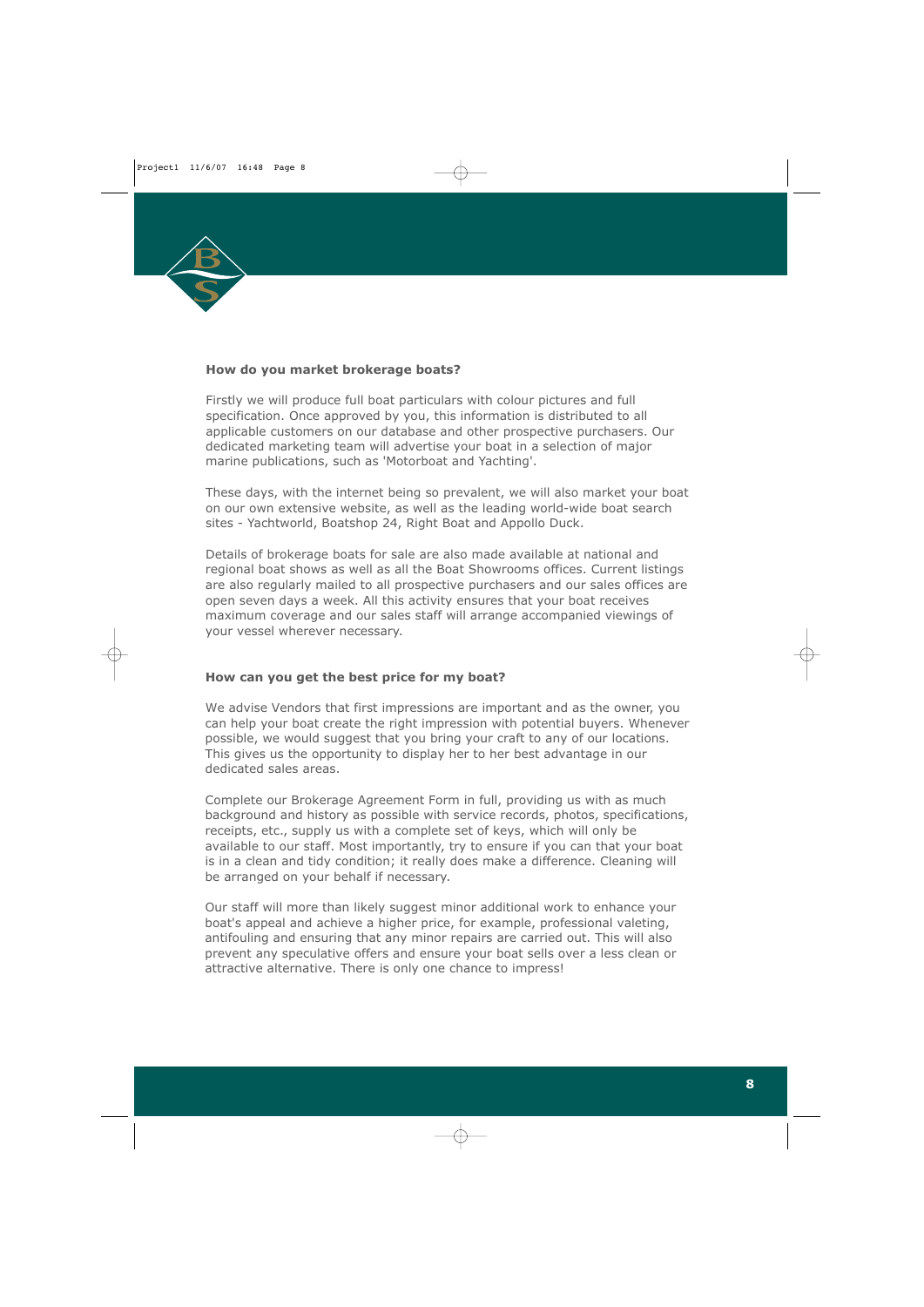### How do you market brokerage boats?

Firstly we will produce full boat particulars with colour pictures and full specification. Once approved by you, this information is distributed to all applicable customers on our database and other prospective purchasers. Our dedicated marketing team will advertise your boat in a selection of major marine publications, such as 'Motorboat and Yachting'.

These days, with the internet being so prevalent, we will also market your boat on our own extensive website, as well as the leading world-wide boat search sites - Yachtworld, Boatshop 24, Right Boat and Appollo Duck.

Details of brokerage boats for sale are also made available at national and regional boat shows as well as all the Boat Showrooms offices. Current listings are also regularly mailed to all prospective purchasers and our sales offices are open seven days a week. All this activity ensures that your boat receives maximum coverage and our sales staff will arrange accompanied viewings of your vessel wherever necessary.

### How can you get the best price for my boat?

We advise Vendors that first impressions are important and as the owner, you can help your boat create the right impression with potential buyers. Whenever possible, we would suggest that you bring your craft to any of our locations. This gives us the opportunity to display her to her best advantage in our dedicated sales areas.

Complete our Brokerage Agreement Form in full, providing us with as much background and history as possible with service records, photos, specifications, receipts, etc., supply us with a complete set of keys, which will only be available to our staff. Most importantly, try to ensure if you can that your boat is in a clean and tidy condition; it really does make a difference. Cleaning will be arranged on your behalf if necessary.

Our staff will more than likely suggest minor additional work to enhance your boat's appeal and achieve a higher price, for example, professional valeting, antifouling and ensuring that any minor repairs are carried out. This will also prevent any speculative offers and ensure your boat sells over a less clean or attractive alternative. There is only one chance to impress!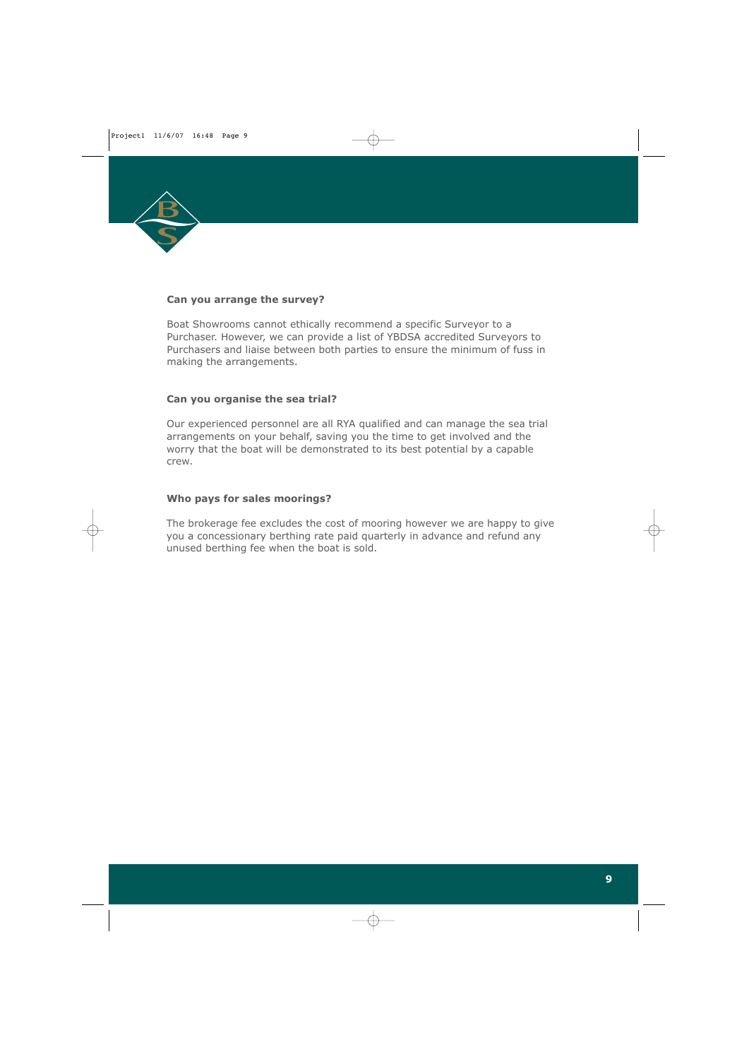**Can you arrange the survey?**

Boat Showrooms cannot ethically recommend a specific Surveyor to a Purchaser. However, we can provide a list of YBDSA accredited Surveyors to Purchasers and liaise between both parties to ensure the minimum of fuss in making the arrangements.

**Can you organise the sea trial?**

Our experienced personnel are all RYA qualified and can manage the sea trial arrangements on your behalf, saving you the time to get involved and the worry that the boat will be demonstrated to its best potential by a capable crew.

**Who pays for sales moorings?**

The brokerage fee excludes the cost of mooring however we are happy to give you a concessionary berthing rate paid quarterly in advance and refund any unused berthing fee when the boat is sold.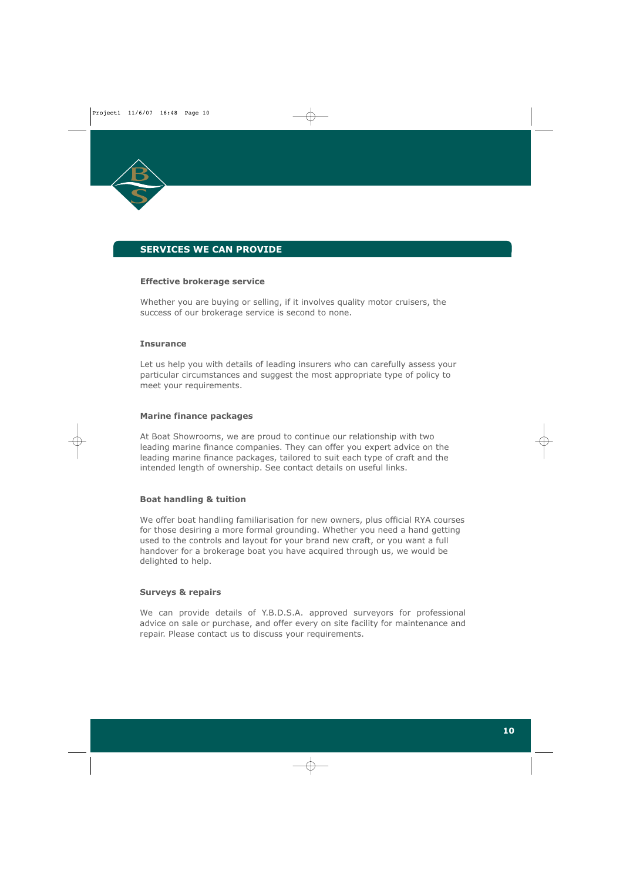## SERVICES WE CAN PROVIDE

**Effective brokerage service**

Whether you are buying or selling, if it involves quality motor cruisers, the success of our brokerage service is second to none.

**Insurance**

Let us help you with details of leading insurers who can carefully assess your particular circumstances and suggest the most appropriate type of policy to meet your requirements.

**Marine finance packages**

At Boat Showrooms, we are proud to continue our relationship with two leading marine finance companies. They can offer you expert advice on the leading marine finance packages, tailored to suit each type of craft and the intended length of ownership. See contact details on useful links.

**Boat handling & tuition**

We offer boat handling familiarisation for new owners, plus official RYA courses for those desiring a more formal grounding. Whether you need a hand getting used to the controls and layout for your brand new craft, or you want a full handover for a brokerage boat you have acquired through us, we would be delighted to help.

**Surveys & repairs**

We can provide details of Y.B.D.S.A. approved surveyors for professional advice on sale or purchase, and offer every on site facility for maintenance and repair. Please contact us to discuss your requirements.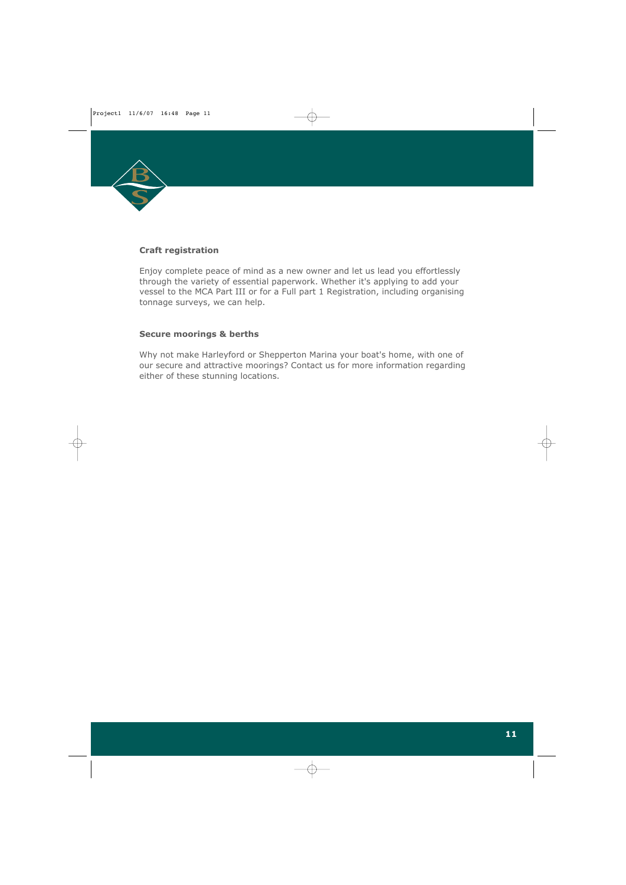### Craft registration

Enjoy complete peace of mind as a new owner and let us lead you effortlessly through the variety of essential paperwork. Whether it's applying to add your vessel to the MCA Part III or for a Full part 1 Registration, including organising tonnage surveys, we can help.

### Secure moorings & berths

Why not make Harleyford or Shepperton Marina your boat's home, with one of our secure and attractive moorings? Contact us for more information regarding either of these stunning locations.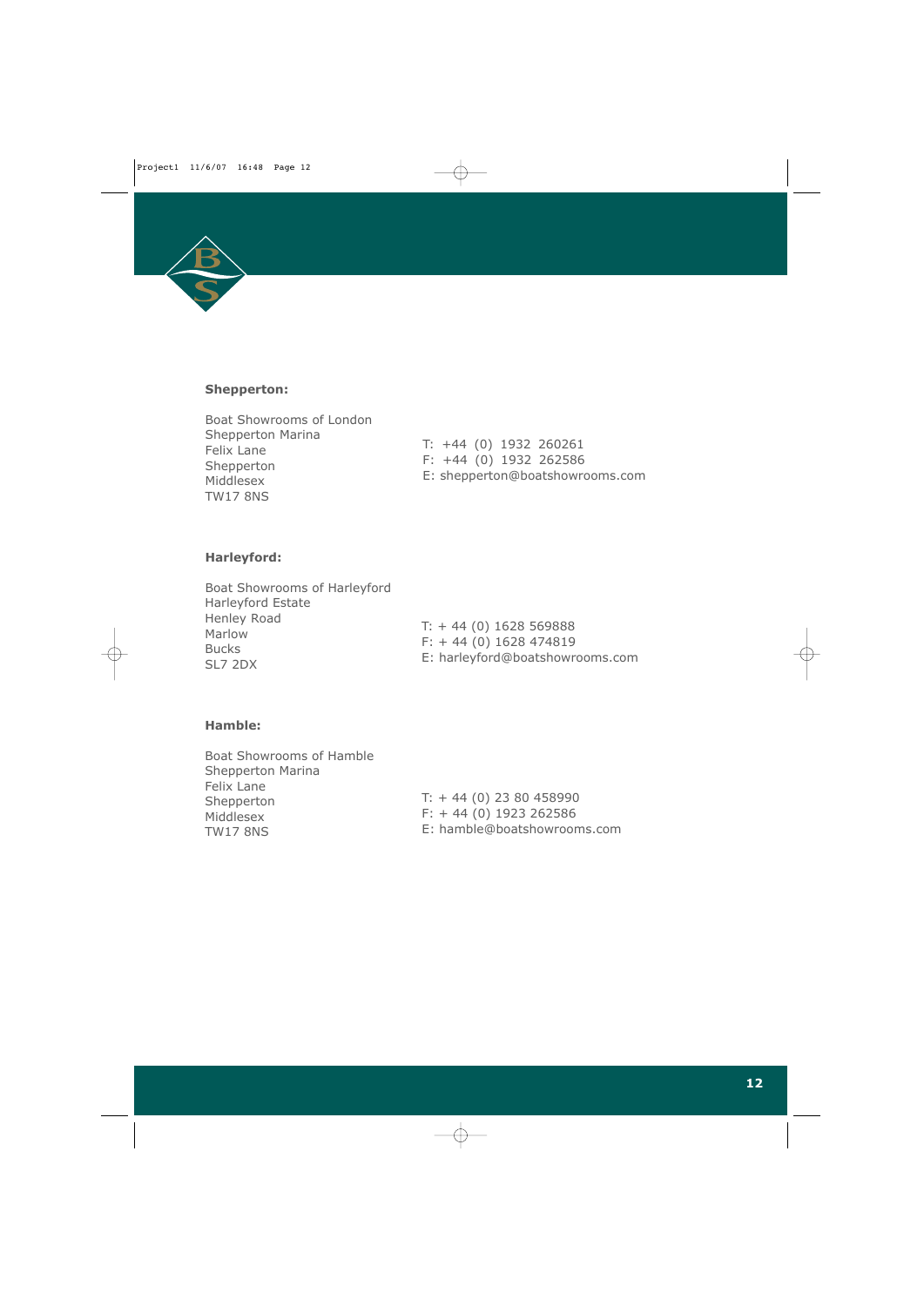**Shepperton:**

Boat Showrooms of London
Shepperton Marina
Felix Lane
Shepperton
Middlesex
TW17 8NS

T: +44 (0) 1932 260261
F: +44 (0) 1932 262586
E: shepperton@boatshowrooms.com

**Harleyford:**

Boat Showrooms of Harleyford
Harleyford Estate
Henley Road
Marlow
Bucks
SL7 2DX

T: + 44 (0) 1628 569888
F: + 44 (0) 1628 474819
E: harleyford@boatshowrooms.com

**Hamble:**

Boat Showrooms of Hamble
Shepperton Marina
Felix Lane
Shepperton
Middlesex
TW17 8NS

T: + 44 (0) 23 80 458990
F: + 44 (0) 1923 262586
E: hamble@boatshowrooms.com